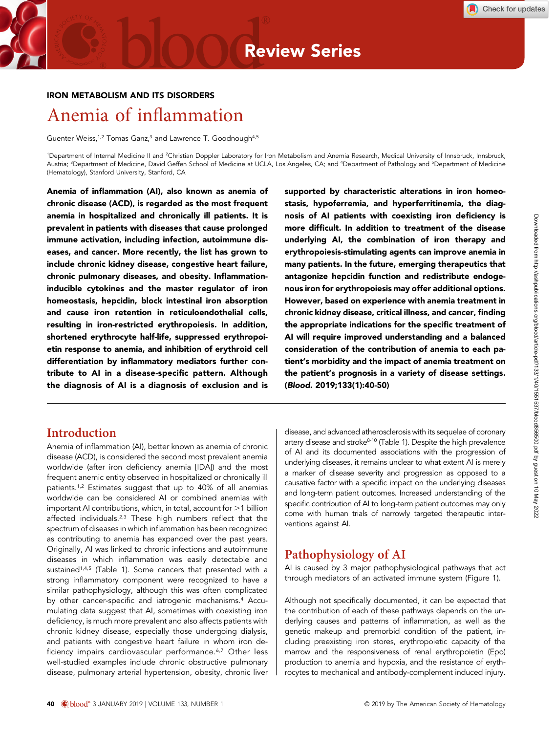IRON METABOLISM AND ITS DISORDERS

# Anemia of inflammation

Guenter Weiss,[1,2] Tomas Ganz,[3] and Lawrence T. Goodnough[4,5]

[1]Department of Internal Medicine II and [2]Christian Doppler Laboratory for Iron Metabolism and Anemia Research, Medical University of Innsbruck, Innsbruck, Austria; [3]Department of Medicine, David Geffen School of Medicine at UCLA, Los Angeles, CA; and [4]Department of Pathology and [5]Department of Medicine (Hematology), Stanford University, Stanford, CA

**Anemia of inflammation (AI), also known as anemia of chronic disease (ACD), is regarded as the most frequent anemia in hospitalized and chronically ill patients. It is prevalent in patients with diseases that cause prolonged immune activation, including infection, autoimmune diseases, and cancer. More recently, the list has grown to include chronic kidney disease, congestive heart failure, chronic pulmonary diseases, and obesity. Inflammation-inducible cytokines and the master regulator of iron homeostasis, hepcidin, block intestinal iron absorption and cause iron retention in reticuloendothelial cells, resulting in iron-restricted erythropoiesis. In addition, shortened erythrocyte half-life, suppressed erythropoietin response to anemia, and inhibition of erythroid cell differentiation by inflammatory mediators further contribute to AI in a disease-specific pattern. Although the diagnosis of AI is a diagnosis of exclusion and is supported by characteristic alterations in iron homeostasis, hypoferremia, and hyperferritinemia, the diagnosis of AI patients with coexisting iron deficiency is more difficult. In addition to treatment of the disease underlying AI, the combination of iron therapy and erythropoiesis-stimulating agents can improve anemia in many patients. In the future, emerging therapeutics that antagonize hepcidin function and redistribute endogenous iron for erythropoiesis may offer additional options. However, based on experience with anemia treatment in chronic kidney disease, critical illness, and cancer, finding the appropriate indications for the specific treatment of AI will require improved understanding and a balanced consideration of the contribution of anemia to each patient's morbidity and the impact of anemia treatment on the patient's prognosis in a variety of disease settings. (*Blood*. 2019;133(1):40-50)**

## Introduction

Anemia of inflammation (AI), better known as anemia of chronic disease (ACD), is considered the second most prevalent anemia worldwide (after iron deficiency anemia [IDA]) and the most frequent anemic entity observed in hospitalized or chronically ill patients.[1,2] Estimates suggest that up to 40% of all anemias worldwide can be considered AI or combined anemias with important AI contributions, which, in total, account for >1 billion affected individuals.[2,3] These high numbers reflect that the spectrum of diseases in which inflammation has been recognized as contributing to anemia has expanded over the past years. Originally, AI was linked to chronic infections and autoimmune diseases in which inflammation was easily detectable and sustained[1,4,5] (Table 1). Some cancers that presented with a strong inflammatory component were recognized to have a similar pathophysiology, although this was often complicated by other cancer-specific and iatrogenic mechanisms.[4] Accumulating data suggest that AI, sometimes with coexisting iron deficiency, is much more prevalent and also affects patients with chronic kidney disease, especially those undergoing dialysis, and patients with congestive heart failure in whom iron deficiency impairs cardiovascular performance.[6,7] Other less well-studied examples include chronic obstructive pulmonary disease, pulmonary arterial hypertension, obesity, chronic liver disease, and advanced atherosclerosis with its sequelae of coronary artery disease and stroke[8-10] (Table 1). Despite the high prevalence of AI and its documented associations with the progression of underlying diseases, it remains unclear to what extent AI is merely a marker of disease severity and progression as opposed to a causative factor with a specific impact on the underlying diseases and long-term patient outcomes. Increased understanding of the specific contribution of AI to long-term patient outcomes may only come with human trials of narrowly targeted therapeutic interventions against AI.

## Pathophysiology of AI

AI is caused by 3 major pathophysiological pathways that act through mediators of an activated immune system (Figure 1).

Although not specifically documented, it can be expected that the contribution of each of these pathways depends on the underlying causes and patterns of inflammation, as well as the genetic makeup and premorbid condition of the patient, including preexisting iron stores, erythropoietic capacity of the marrow and the responsiveness of renal erythropoietin (Epo) production to anemia and hypoxia, and the resistance of erythrocytes to mechanical and antibody-complement induced injury.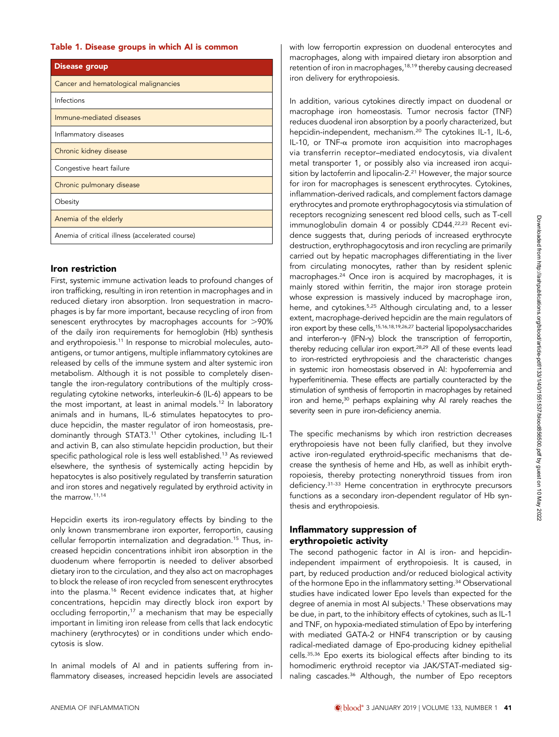**Table 1. Disease groups in which AI is common**

| Disease group |
| --- |
| Cancer and hematological malignancies |
| Infections |
| Immune-mediated diseases |
| Inflammatory diseases |
| Chronic kidney disease |
| Congestive heart failure |
| Chronic pulmonary disease |
| Obesity |
| Anemia of the elderly |
| Anemia of critical illness (accelerated course) |

## Iron restriction

First, systemic immune activation leads to profound changes of iron trafficking, resulting in iron retention in macrophages and in reduced dietary iron absorption. Iron sequestration in macrophages is by far more important, because recycling of iron from senescent erythrocytes by macrophages accounts for >90% of the daily iron requirements for hemoglobin (Hb) synthesis and erythropoiesis.[11] In response to microbial molecules, autoantigens, or tumor antigens, multiple inflammatory cytokines are released by cells of the immune system and alter systemic iron metabolism. Although it is not possible to completely disentangle the iron-regulatory contributions of the multiply cross-regulating cytokine networks, interleukin-6 (IL-6) appears to be the most important, at least in animal models.[12] In laboratory animals and in humans, IL-6 stimulates hepatocytes to produce hepcidin, the master regulator of iron homeostasis, predominantly through STAT3.[11] Other cytokines, including IL-1 and activin B, can also stimulate hepcidin production, but their specific pathological role is less well established.[13] As reviewed elsewhere, the synthesis of systemically acting hepcidin by hepatocytes is also positively regulated by transferrin saturation and iron stores and negatively regulated by erythroid activity in the marrow.[11,14]

Hepcidin exerts its iron-regulatory effects by binding to the only known transmembrane iron exporter, ferroportin, causing cellular ferroportin internalization and degradation.[15] Thus, increased hepcidin concentrations inhibit iron absorption in the duodenum where ferroportin is needed to deliver absorbed dietary iron to the circulation, and they also act on macrophages to block the release of iron recycled from senescent erythrocytes into the plasma.[16] Recent evidence indicates that, at higher concentrations, hepcidin may directly block iron export by occluding ferroportin,[17] a mechanism that may be especially important in limiting iron release from cells that lack endocytic machinery (erythrocytes) or in conditions under which endocytosis is slow.

In animal models of AI and in patients suffering from inflammatory diseases, increased hepcidin levels are associated with low ferroportin expression on duodenal enterocytes and macrophages, along with impaired dietary iron absorption and retention of iron in macrophages,[18,19] thereby causing decreased iron delivery for erythropoiesis.

In addition, various cytokines directly impact on duodenal or macrophage iron homeostasis. Tumor necrosis factor (TNF) reduces duodenal iron absorption by a poorly characterized, but hepcidin-independent, mechanism.[20] The cytokines IL-1, IL-6, IL-10, or TNF-α promote iron acquisition into macrophages via transferrin receptor–mediated endocytosis, via divalent metal transporter 1, or possibly also via increased iron acquisition by lactoferrin and lipocalin-2.[21] However, the major source for iron for macrophages is senescent erythrocytes. Cytokines, inflammation-derived radicals, and complement factors damage erythrocytes and promote erythrophagocytosis via stimulation of receptors recognizing senescent red blood cells, such as T-cell immunoglobulin domain 4 or possibly CD44.[22,23] Recent evidence suggests that, during periods of increased erythrocyte destruction, erythrophagocytosis and iron recycling are primarily carried out by hepatic macrophages differentiating in the liver from circulating monocytes, rather than by resident splenic macrophages.[24] Once iron is acquired by macrophages, it is mainly stored within ferritin, the major iron storage protein whose expression is massively induced by macrophage iron, heme, and cytokines.[5,25] Although circulating and, to a lesser extent, macrophage-derived hepcidin are the main regulators of iron export by these cells,[15,16,18,19,26,27] bacterial lipopolysaccharides and interferon-γ (IFN-γ) block the transcription of ferroportin, thereby reducing cellular iron export.[28,29] All of these events lead to iron-restricted erythropoiesis and the characteristic changes in systemic iron homeostasis observed in AI: hypoferremia and hyperferritinemia. These effects are partially counteracted by the stimulation of synthesis of ferroportin in macrophages by retained iron and heme,[30] perhaps explaining why AI rarely reaches the severity seen in pure iron-deficiency anemia.

The specific mechanisms by which iron restriction decreases erythropoiesis have not been fully clarified, but they involve active iron-regulated erythroid-specific mechanisms that decrease the synthesis of heme and Hb, as well as inhibit erythropoiesis, thereby protecting nonerythroid tissues from iron deficiency.[31-33] Heme concentration in erythrocyte precursors functions as a secondary iron-dependent regulator of Hb synthesis and erythropoiesis.

## Inflammatory suppression of erythropoietic activity

The second pathogenic factor in AI is iron- and hepcidin-independent impairment of erythropoiesis. It is caused, in part, by reduced production and/or reduced biological activity of the hormone Epo in the inflammatory setting.[34] Observational studies have indicated lower Epo levels than expected for the degree of anemia in most AI subjects.[1] These observations may be due, in part, to the inhibitory effects of cytokines, such as IL-1 and TNF, on hypoxia-mediated stimulation of Epo by interfering with mediated GATA-2 or HNF4 transcription or by causing radical-mediated damage of Epo-producing kidney epithelial cells.[35,36] Epo exerts its biological effects after binding to its homodimeric erythroid receptor via JAK/STAT-mediated signaling cascades.[36] Although, the number of Epo receptors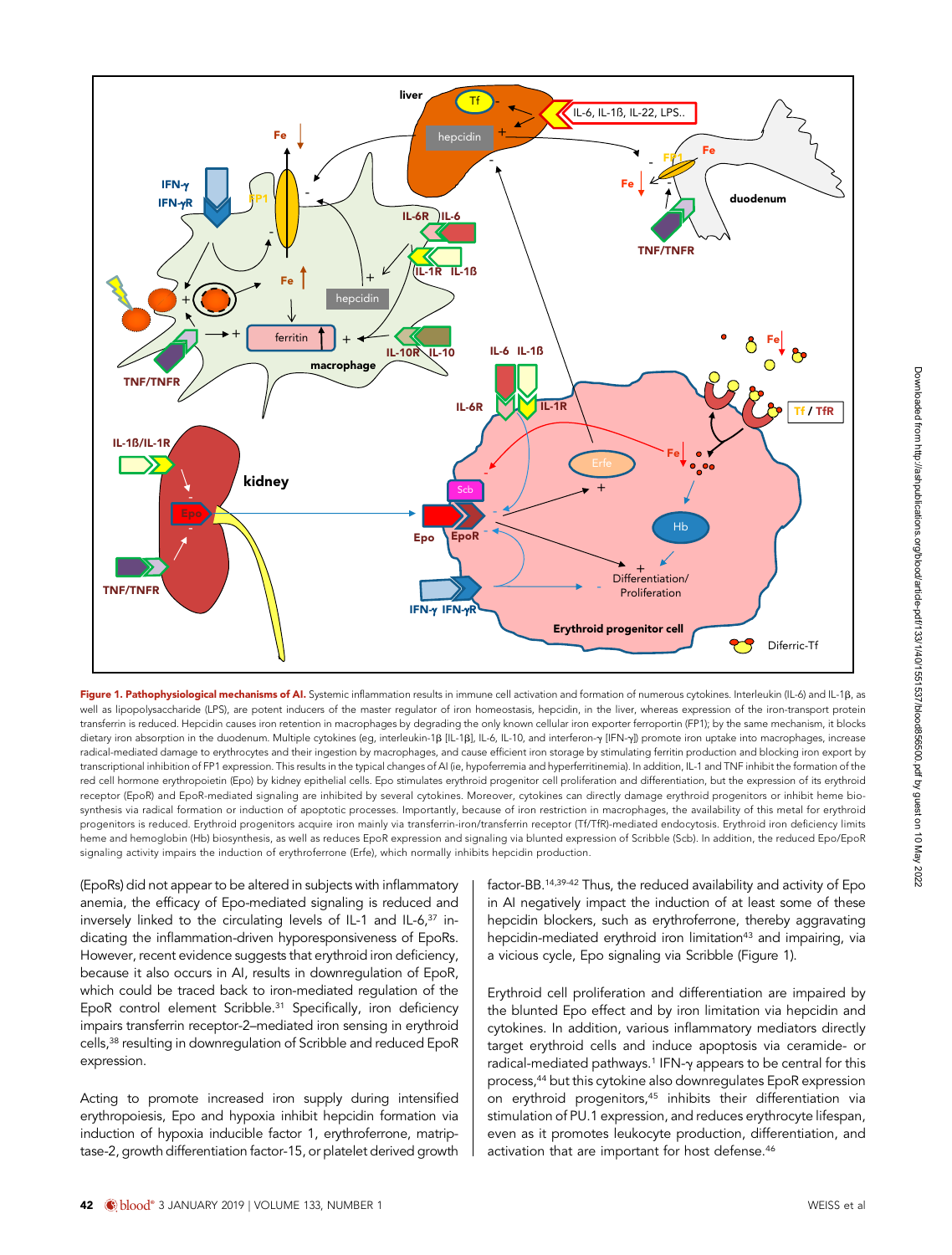**Figure 1. Pathophysiological mechanisms of AI.** Systemic inflammation results in immune cell activation and formation of numerous cytokines. Interleukin (IL-6) and IL-1β, as well as lipopolysaccharide (LPS), are potent inducers of the master regulator of iron homeostasis, hepcidin, in the liver, whereas expression of the iron-transport protein transferrin is reduced. Hepcidin causes iron retention in macrophages by degrading the only known cellular iron exporter ferroportin (FP1); by the same mechanism, it blocks dietary iron absorption in the duodenum. Multiple cytokines (eg, interleukin-1β [IL-1β], IL-6, IL-10, and interferon-γ [IFN-γ]) promote iron uptake into macrophages, increase radical-mediated damage to erythrocytes and their ingestion by macrophages, and cause efficient iron storage by stimulating ferritin production and blocking iron export by transcriptional inhibition of FP1 expression. This results in the typical changes of AI (ie, hypoferremia and hyperferritinemia). In addition, IL-1 and TNF inhibit the formation of the red cell hormone erythropoietin (Epo) by kidney epithelial cells. Epo stimulates erythroid progenitor cell proliferation and differentiation, but the expression of its erythroid receptor (EpoR) and EpoR-mediated signaling are inhibited by several cytokines. Moreover, cytokines can directly damage erythroid progenitors or inhibit heme biosynthesis via radical formation or induction of apoptotic processes. Importantly, because of iron restriction in macrophages, the availability of this metal for erythroid progenitors is reduced. Erythroid progenitors acquire iron mainly via transferrin-iron/transferrin receptor (Tf/TfR)-mediated endocytosis. Erythroid iron deficiency limits heme and hemoglobin (Hb) biosynthesis, as well as reduces EpoR expression and signaling via blunted expression of Scribble (Scb). In addition, the reduced Epo/EpoR signaling activity impairs the induction of erythroferrone (Erfe), which normally inhibits hepcidin production.

(EpoRs) did not appear to be altered in subjects with inflammatory anemia, the efficacy of Epo-mediated signaling is reduced and inversely linked to the circulating levels of IL-1 and IL-6,[37] indicating the inflammation-driven hyporesponsiveness of EpoRs. However, recent evidence suggests that erythroid iron deficiency, because it also occurs in AI, results in downregulation of EpoR, which could be traced back to iron-mediated regulation of the EpoR control element Scribble.[31] Specifically, iron deficiency impairs transferrin receptor-2–mediated iron sensing in erythroid cells,[38] resulting in downregulation of Scribble and reduced EpoR expression.

Acting to promote increased iron supply during intensified erythropoiesis, Epo and hypoxia inhibit hepcidin formation via induction of hypoxia inducible factor 1, erythroferrone, matriptase-2, growth differentiation factor-15, or platelet derived growth factor-BB.[14,39-42] Thus, the reduced availability and activity of Epo in AI negatively impact the induction of at least some of these hepcidin blockers, such as erythroferrone, thereby aggravating hepcidin-mediated erythroid iron limitation[43] and impairing, via a vicious cycle, Epo signaling via Scribble (Figure 1).

Erythroid cell proliferation and differentiation are impaired by the blunted Epo effect and by iron limitation via hepcidin and cytokines. In addition, various inflammatory mediators directly target erythroid cells and induce apoptosis via ceramide- or radical-mediated pathways.[1] IFN-γ appears to be central for this process,[44] but this cytokine also downregulates EpoR expression on erythroid progenitors,[45] inhibits their differentiation via stimulation of PU.1 expression, and reduces erythrocyte lifespan, even as it promotes leukocyte production, differentiation, and activation that are important for host defense.[46]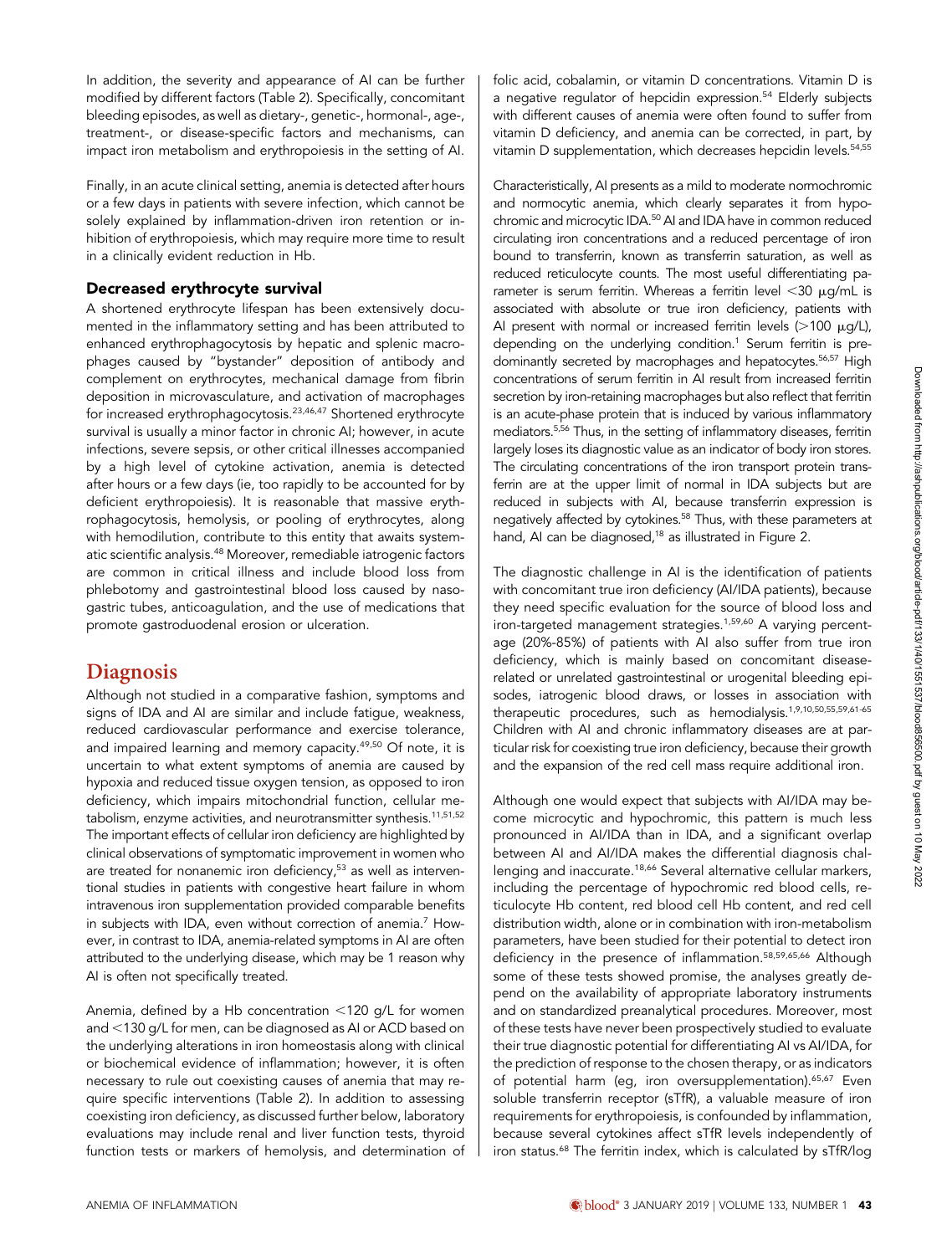In addition, the severity and appearance of AI can be further modified by different factors (Table 2). Specifically, concomitant bleeding episodes, as well as dietary-, genetic-, hormonal-, age-, treatment-, or disease-specific factors and mechanisms, can impact iron metabolism and erythropoiesis in the setting of AI.

Finally, in an acute clinical setting, anemia is detected after hours or a few days in patients with severe infection, which cannot be solely explained by inflammation-driven iron retention or inhibition of erythropoiesis, which may require more time to result in a clinically evident reduction in Hb.

### Decreased erythrocyte survival

A shortened erythrocyte lifespan has been extensively documented in the inflammatory setting and has been attributed to enhanced erythrophagocytosis by hepatic and splenic macrophages caused by "bystander" deposition of antibody and complement on erythrocytes, mechanical damage from fibrin deposition in microvasculature, and activation of macrophages for increased erythrophagocytosis.[23,46,47] Shortened erythrocyte survival is usually a minor factor in chronic AI; however, in acute infections, severe sepsis, or other critical illnesses accompanied by a high level of cytokine activation, anemia is detected after hours or a few days (ie, too rapidly to be accounted for by deficient erythropoiesis). It is reasonable that massive erythrophagocytosis, hemolysis, or pooling of erythrocytes, along with hemodilution, contribute to this entity that awaits systematic scientific analysis.[48] Moreover, remediable iatrogenic factors are common in critical illness and include blood loss from phlebotomy and gastrointestinal blood loss caused by nasogastric tubes, anticoagulation, and the use of medications that promote gastroduodenal erosion or ulceration.

## Diagnosis

Although not studied in a comparative fashion, symptoms and signs of IDA and AI are similar and include fatigue, weakness, reduced cardiovascular performance and exercise tolerance, and impaired learning and memory capacity.[49,50] Of note, it is uncertain to what extent symptoms of anemia are caused by hypoxia and reduced tissue oxygen tension, as opposed to iron deficiency, which impairs mitochondrial function, cellular metabolism, enzyme activities, and neurotransmitter synthesis.[11,51,52] The important effects of cellular iron deficiency are highlighted by clinical observations of symptomatic improvement in women who are treated for nonanemic iron deficiency,[53] as well as interventional studies in patients with congestive heart failure in whom intravenous iron supplementation provided comparable benefits in subjects with IDA, even without correction of anemia.[7] However, in contrast to IDA, anemia-related symptoms in AI are often attributed to the underlying disease, which may be 1 reason why AI is often not specifically treated.

Anemia, defined by a Hb concentration <120 g/L for women and <130 g/L for men, can be diagnosed as AI or ACD based on the underlying alterations in iron homeostasis along with clinical or biochemical evidence of inflammation; however, it is often necessary to rule out coexisting causes of anemia that may require specific interventions (Table 2). In addition to assessing coexisting iron deficiency, as discussed further below, laboratory evaluations may include renal and liver function tests, thyroid function tests or markers of hemolysis, and determination of folic acid, cobalamin, or vitamin D concentrations. Vitamin D is a negative regulator of hepcidin expression.[54] Elderly subjects with different causes of anemia were often found to suffer from vitamin D deficiency, and anemia can be corrected, in part, by vitamin D supplementation, which decreases hepcidin levels.[54,55]

Characteristically, AI presents as a mild to moderate normochromic and normocytic anemia, which clearly separates it from hypochromic and microcytic IDA.[50] AI and IDA have in common reduced circulating iron concentrations and a reduced percentage of iron bound to transferrin, known as transferrin saturation, as well as reduced reticulocyte counts. The most useful differentiating parameter is serum ferritin. Whereas a ferritin level <30 μg/mL is associated with absolute or true iron deficiency, patients with AI present with normal or increased ferritin levels (>100 μg/L), depending on the underlying condition.[1] Serum ferritin is predominantly secreted by macrophages and hepatocytes.[56,57] High concentrations of serum ferritin in AI result from increased ferritin secretion by iron-retaining macrophages but also reflect that ferritin is an acute-phase protein that is induced by various inflammatory mediators.[5,56] Thus, in the setting of inflammatory diseases, ferritin largely loses its diagnostic value as an indicator of body iron stores. The circulating concentrations of the iron transport protein transferrin are at the upper limit of normal in IDA subjects but are reduced in subjects with AI, because transferrin expression is negatively affected by cytokines.[58] Thus, with these parameters at hand, AI can be diagnosed,[18] as illustrated in Figure 2.

The diagnostic challenge in AI is the identification of patients with concomitant true iron deficiency (AI/IDA patients), because they need specific evaluation for the source of blood loss and iron-targeted management strategies.[1,59,60] A varying percentage (20%-85%) of patients with AI also suffer from true iron deficiency, which is mainly based on concomitant disease-related or unrelated gastrointestinal or urogenital bleeding episodes, iatrogenic blood draws, or losses in association with therapeutic procedures, such as hemodialysis.[1,9,10,50,55,59,61-65] Children with AI and chronic inflammatory diseases are at particular risk for coexisting true iron deficiency, because their growth and the expansion of the red cell mass require additional iron.

Although one would expect that subjects with AI/IDA may become microcytic and hypochromic, this pattern is much less pronounced in AI/IDA than in IDA, and a significant overlap between AI and AI/IDA makes the differential diagnosis challenging and inaccurate.[18,66] Several alternative cellular markers, including the percentage of hypochromic red blood cells, reticulocyte Hb content, red blood cell Hb content, and red cell distribution width, alone or in combination with iron-metabolism parameters, have been studied for their potential to detect iron deficiency in the presence of inflammation.[58,59,65,66] Although some of these tests showed promise, the analyses greatly depend on the availability of appropriate laboratory instruments and on standardized preanalytical procedures. Moreover, most of these tests have never been prospectively studied to evaluate their true diagnostic potential for differentiating AI vs AI/IDA, for the prediction of response to the chosen therapy, or as indicators of potential harm (eg, iron oversupplementation).[65,67] Even soluble transferrin receptor (sTfR), a valuable measure of iron requirements for erythropoiesis, is confounded by inflammation, because several cytokines affect sTfR levels independently of iron status.[68] The ferritin index, which is calculated by sTfR/log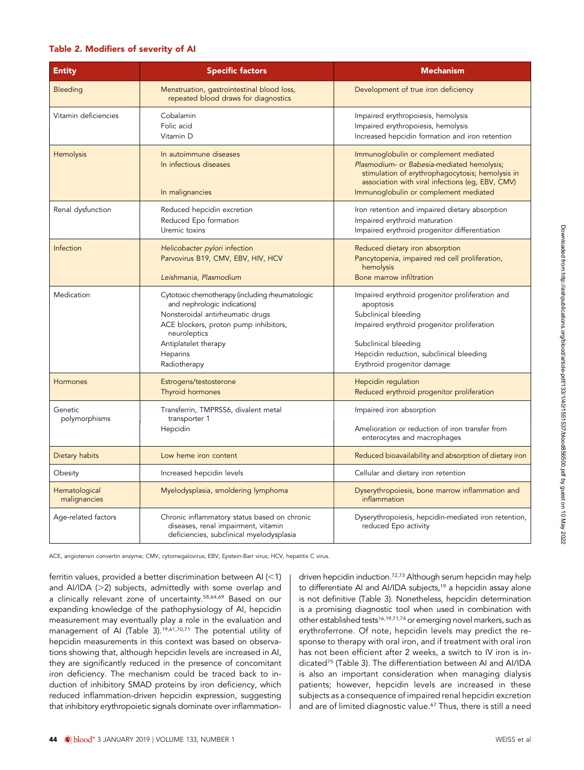**Table 2. Modifiers of severity of AI**

| Entity | Specific factors | Mechanism |
|---|---|---|
| Bleeding | Menstruation, gastrointestinal blood loss, repeated blood draws for diagnostics | Development of true iron deficiency |
| Vitamin deficiencies | Cobalamin<br>Folic acid<br>Vitamin D | Impaired erythropoiesis, hemolysis<br>Impaired erythropoiesis, hemolysis<br>Increased hepcidin formation and iron retention |
| Hemolysis | In autoimmune diseases<br>In infectious diseases<br><br>In malignancies | Immunoglobulin or complement mediated<br>*Plasmodium*- or *Babesia*-mediated hemolysis; stimulation of erythrophagocytosis; hemolysis in association with viral infections (eg, EBV, CMV)<br>Immunoglobulin or complement mediated |
| Renal dysfunction | Reduced hepcidin excretion<br>Reduced Epo formation<br>Uremic toxins | Iron retention and impaired dietary absorption<br>Impaired erythroid maturation<br>Impaired erythroid progenitor differentiation |
| Infection | *Helicobacter pylori* infection<br>Parvovirus B19, CMV, EBV, HIV, HCV<br><br>*Leishmania*, *Plasmodium* | Reduced dietary iron absorption<br>Pancytopenia, impaired red cell proliferation, hemolysis<br>Bone marrow infiltration |
| Medication | Cytotoxic chemotherapy (including rheumatologic and nephrologic indications)<br>Nonsteroidal antirheumatic drugs<br>ACE blockers, proton pump inhibitors, neuroleptics<br>Antiplatelet therapy<br>Heparins<br>Radiotherapy | Impaired erythroid progenitor proliferation and apoptosis<br>Subclinical bleeding<br>Impaired erythroid progenitor proliferation<br><br>Subclinical bleeding<br>Hepcidin reduction, subclinical bleeding<br>Erythroid progenitor damage |
| Hormones | Estrogens/testosterone<br>Thyroid hormones | Hepcidin regulation<br>Reduced erythroid progenitor proliferation |
| Genetic polymorphisms | Transferrin, TMPRSS6, divalent metal transporter 1<br>Hepcidin | Impaired iron absorption<br><br>Amelioration or reduction of iron transfer from enterocytes and macrophages |
| Dietary habits | Low heme iron content | Reduced bioavailability and absorption of dietary iron |
| Obesity | Increased hepcidin levels | Cellular and dietary iron retention |
| Hematological malignancies | Myelodysplasia, smoldering lymphoma | Dyserythropoiesis, bone marrow inflammation and inflammation |
| Age-related factors | Chronic inflammatory status based on chronic diseases, renal impairment, vitamin deficiencies, subclinical myelodysplasia | Dyserythropoiesis, hepcidin-mediated iron retention, reduced Epo activity |

ACE, angiotensin convertin enzyme; CMV, cytomegalovirus; EBV, Epstein-Barr virus; HCV, hepatitis C virus.

ferritin values, provided a better discrimination between AI (<1) and AI/IDA (>2) subjects, admittedly with some overlap and a clinically relevant zone of uncertainty.[58,64,69] Based on our expanding knowledge of the pathophysiology of AI, hepcidin measurement may eventually play a role in the evaluation and management of AI (Table 3).[19,61,70,71] The potential utility of hepcidin measurements in this context was based on observations showing that, although hepcidin levels are increased in AI, they are significantly reduced in the presence of concomitant iron deficiency. The mechanism could be traced back to induction of inhibitory SMAD proteins by iron deficiency, which reduced inflammation-driven hepcidin expression, suggesting that inhibitory erythropoietic signals dominate over inflammation-driven hepcidin induction.[72,73] Although serum hepcidin may help to differentiate AI and AI/IDA subjects,[19] a hepcidin assay alone is not definitive (Table 3). Nonetheless, hepcidin determination is a promising diagnostic tool when used in combination with other established tests[16,19,71,74] or emerging novel markers, such as erythroferrone. Of note, hepcidin levels may predict the response to therapy with oral iron, and if treatment with oral iron has not been efficient after 2 weeks, a switch to IV iron is indicated[75] (Table 3). The differentiation between AI and AI/IDA is also an important consideration when managing dialysis patients; however, hepcidin levels are increased in these subjects as a consequence of impaired renal hepcidin excretion and are of limited diagnostic value.[67] Thus, there is still a need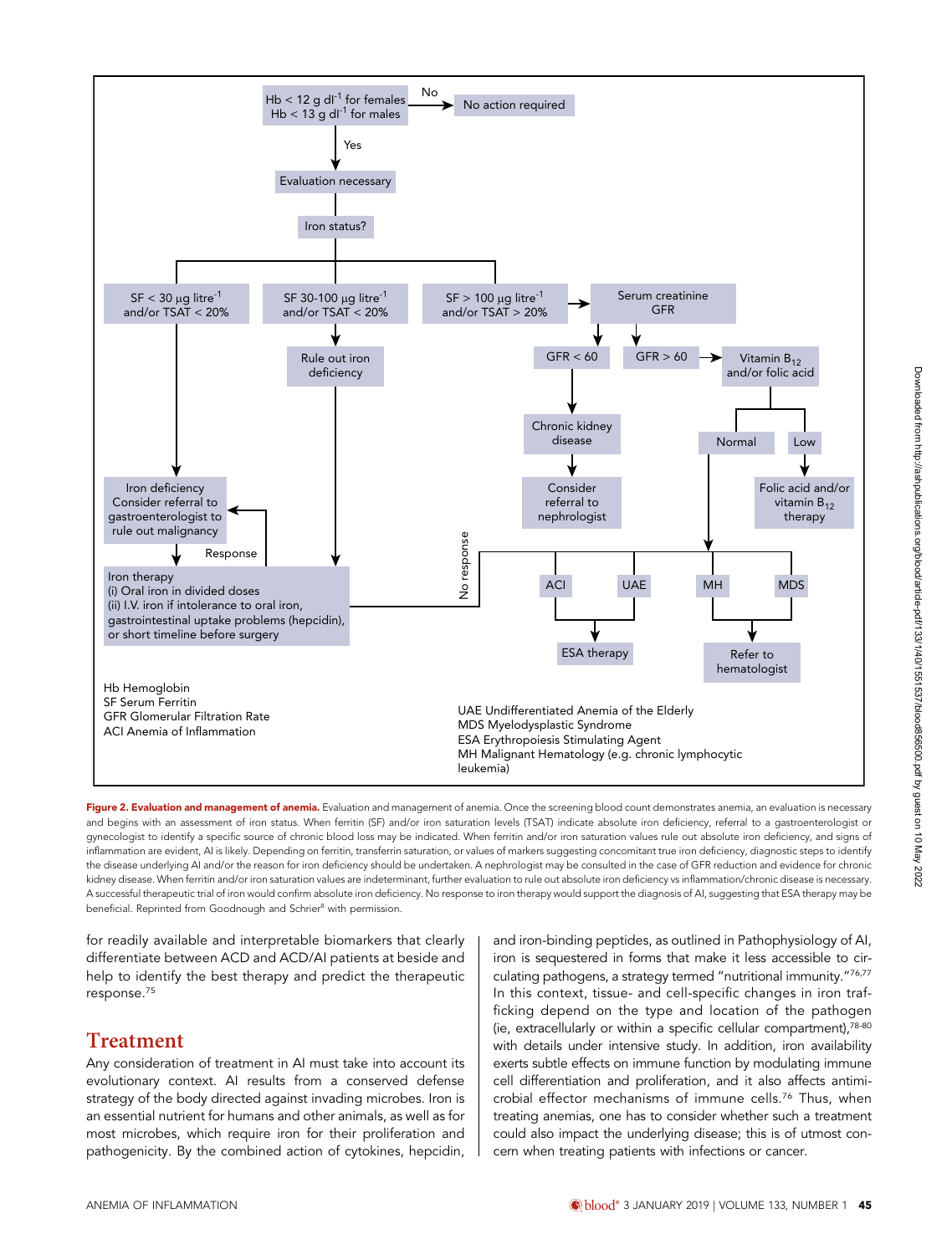Hb < 12 g dl$^{-1}$ for females
Hb < 13 g dl$^{-1}$ for males

No → No action required

Yes → Evaluation necessary

Iron status?

SF < 30 μg litre$^{-1}$ and/or TSAT < 20%

SF 30-100 μg litre$^{-1}$ and/or TSAT < 20%

SF > 100 μg litre$^{-1}$ and/or TSAT > 20%

Serum creatinine GFR

Rule out iron deficiency

GFR < 60

GFR > 60

Vitamin $B_{12}$ and/or folic acid

Chronic kidney disease

Normal

Low

Iron deficiency Consider referral to gastroenterologist to rule out malignancy

Consider referral to nephrologist

Folic acid and/or vitamin $B_{12}$ therapy

Response

No response

Iron therapy
(i) Oral iron in divided doses
(ii) I.V. iron if intolerance to oral iron, gastrointestinal uptake problems (hepcidin), or short timeline before surgery

ACI

UAE

MH

MDS

ESA therapy

Refer to hematologist

Hb Hemoglobin
SF Serum Ferritin
GFR Glomerular Filtration Rate
ACI Anemia of Inflammation

UAE Undifferentiated Anemia of the Elderly
MDS Myelodysplastic Syndrome
ESA Erythropoiesis Stimulating Agent
MH Malignant Hematology (e.g. chronic lymphocytic leukemia)

**Figure 2. Evaluation and management of anemia.** Evaluation and management of anemia. Once the screening blood count demonstrates anemia, an evaluation is necessary and begins with an assessment of iron status. When ferritin (SF) and/or iron saturation levels (TSAT) indicate absolute iron deficiency, referral to a gastroenterologist or gynecologist to identify a specific source of chronic blood loss may be indicated. When ferritin and/or iron saturation values rule out absolute iron deficiency, and signs of inflammation are evident, AI is likely. Depending on ferritin, transferrin saturation, or values of markers suggesting concomitant true iron deficiency, diagnostic steps to identify the disease underlying AI and/or the reason for iron deficiency should be undertaken. A nephrologist may be consulted in the case of GFR reduction and evidence for chronic kidney disease. When ferritin and/or iron saturation values are indeterminant, further evaluation to rule out absolute iron deficiency vs inflammation/chronic disease is necessary. A successful therapeutic trial of iron would confirm absolute iron deficiency. No response to iron therapy would support the diagnosis of AI, suggesting that ESA therapy may be beneficial. Reprinted from Goodnough and Schrier[8] with permission.

for readily available and interpretable biomarkers that clearly differentiate between ACD and ACD/AI patients at beside and help to identify the best therapy and predict the therapeutic response.[75]

## Treatment

Any consideration of treatment in AI must take into account its evolutionary context. AI results from a conserved defense strategy of the body directed against invading microbes. Iron is an essential nutrient for humans and other animals, as well as for most microbes, which require iron for their proliferation and pathogenicity. By the combined action of cytokines, hepcidin, and iron-binding peptides, as outlined in Pathophysiology of AI, iron is sequestered in forms that make it less accessible to circulating pathogens, a strategy termed "nutritional immunity."[76,77] In this context, tissue- and cell-specific changes in iron trafficking depend on the type and location of the pathogen (ie, extracellularly or within a specific cellular compartment),[78-80] with details under intensive study. In addition, iron availability exerts subtle effects on immune function by modulating immune cell differentiation and proliferation, and it also affects antimicrobial effector mechanisms of immune cells.[76] Thus, when treating anemias, one has to consider whether such a treatment could also impact the underlying disease; this is of utmost concern when treating patients with infections or cancer.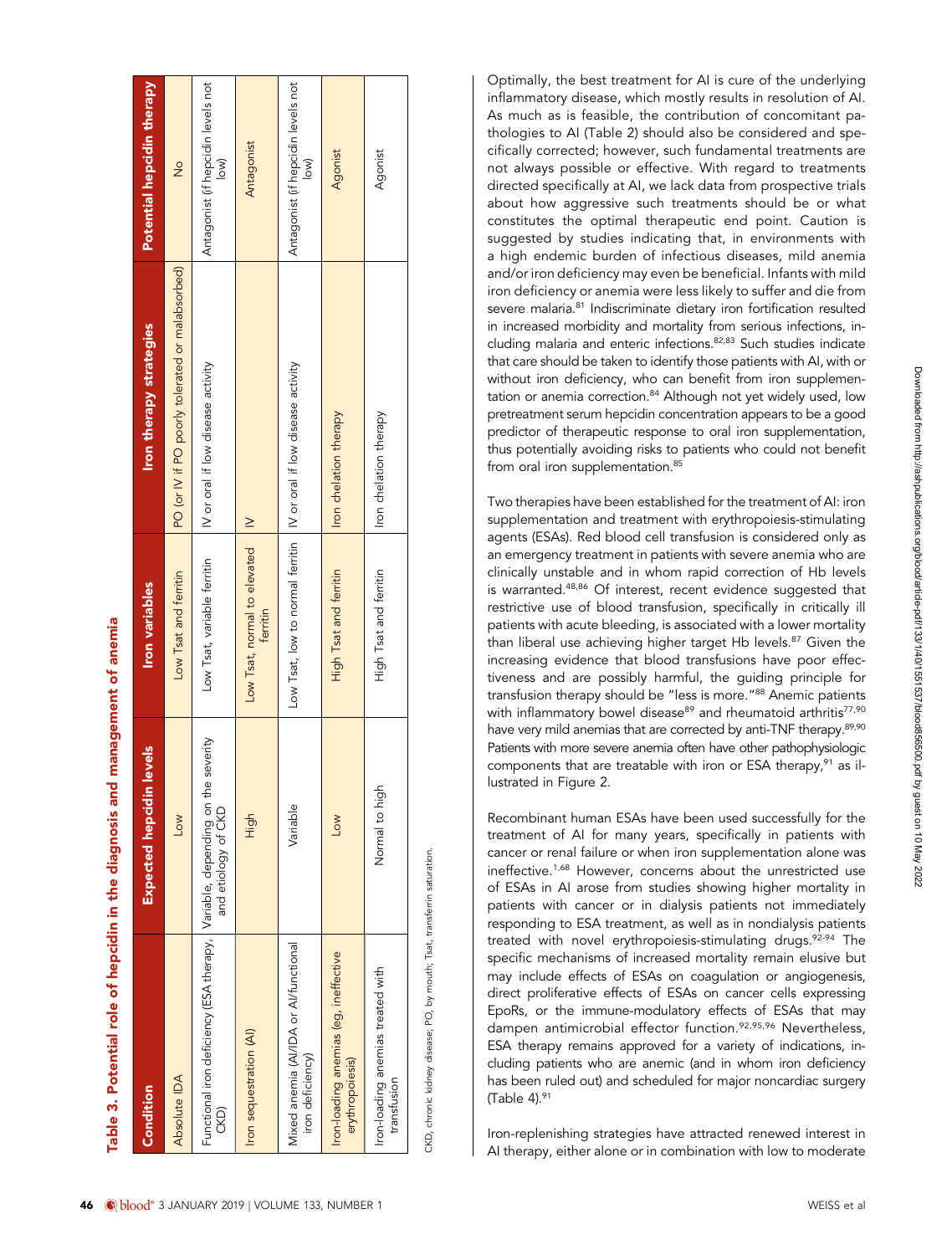**Table 3. Potential role of hepcidin in the diagnosis and management of anemia**

| Condition | Expected hepcidin levels | Iron variables | Iron therapy strategies | Potential hepcidin therapy |
|---|---|---|---|---|
| Absolute IDA | Low | Low Tsat and ferritin | PO (or IV if PO poorly tolerated or malabsorbed) | No |
| Functional iron deficiency (ESA therapy, CKD) | Variable, depending on the severity and etiology of CKD | Low Tsat, variable ferritin | IV or oral if low disease activity | Antagonist (if hepcidin levels not low) |
| Iron sequestration (AI) | High | Low Tsat, normal to elevated ferritin | IV | Antagonist |
| Mixed anemia (AI/IDA or AI/functional iron deficiency) | Variable | Low Tsat, low to normal ferritin | IV or oral if low disease activity | Antagonist (if hepcidin levels not low) |
| Iron-loading anemias (eg, ineffective erythropoiesis) | Low | High Tsat and ferritin | Iron chelation therapy | Agonist |
| Iron-loading anemias treated with transfusion | Normal to high | High Tsat and ferritin | Iron chelation therapy | Agonist |

CKD, chronic kidney disease; PO, by mouth; Tsat, transferrin saturation.

Optimally, the best treatment for AI is cure of the underlying inflammatory disease, which mostly results in resolution of AI. As much as is feasible, the contribution of concomitant pathologies to AI (Table 2) should also be considered and specifically corrected; however, such fundamental treatments are not always possible or effective. With regard to treatments directed specifically at AI, we lack data from prospective trials about how aggressive such treatments should be or what constitutes the optimal therapeutic end point. Caution is suggested by studies indicating that, in environments with a high endemic burden of infectious diseases, mild anemia and/or iron deficiency may even be beneficial. Infants with mild iron deficiency or anemia were less likely to suffer and die from severe malaria.[81] Indiscriminate dietary iron fortification resulted in increased morbidity and mortality from serious infections, including malaria and enteric infections.[82,83] Such studies indicate that care should be taken to identify those patients with AI, with or without iron deficiency, who can benefit from iron supplementation or anemia correction.[84] Although not yet widely used, low pretreatment serum hepcidin concentration appears to be a good predictor of therapeutic response to oral iron supplementation, thus potentially avoiding risks to patients who could not benefit from oral iron supplementation.[85]

Two therapies have been established for the treatment of AI: iron supplementation and treatment with erythropoiesis-stimulating agents (ESAs). Red blood cell transfusion is considered only as an emergency treatment in patients with severe anemia who are clinically unstable and in whom rapid correction of Hb levels is warranted.[48,86] Of interest, recent evidence suggested that restrictive use of blood transfusion, specifically in critically ill patients with acute bleeding, is associated with a lower mortality than liberal use achieving higher target Hb levels.[87] Given the increasing evidence that blood transfusions have poor effectiveness and are possibly harmful, the guiding principle for transfusion therapy should be "less is more."[88] Anemic patients with inflammatory bowel disease[89] and rheumatoid arthritis[77,90] have very mild anemias that are corrected by anti-TNF therapy.[89,90] Patients with more severe anemia often have other pathophysiologic components that are treatable with iron or ESA therapy,[91] as illustrated in Figure 2.

Recombinant human ESAs have been used successfully for the treatment of AI for many years, specifically in patients with cancer or renal failure or when iron supplementation alone was ineffective.[1,68] However, concerns about the unrestricted use of ESAs in AI arose from studies showing higher mortality in patients with cancer or in dialysis patients not immediately responding to ESA treatment, as well as in nondialysis patients treated with novel erythropoiesis-stimulating drugs.[92-94] The specific mechanisms of increased mortality remain elusive but may include effects of ESAs on coagulation or angiogenesis, direct proliferative effects of ESAs on cancer cells expressing EpoRs, or the immune-modulatory effects of ESAs that may dampen antimicrobial effector function.[92,95,96] Nevertheless, ESA therapy remains approved for a variety of indications, including patients who are anemic (and in whom iron deficiency has been ruled out) and scheduled for major noncardiac surgery (Table 4).[91]

Iron-replenishing strategies have attracted renewed interest in AI therapy, either alone or in combination with low to moderate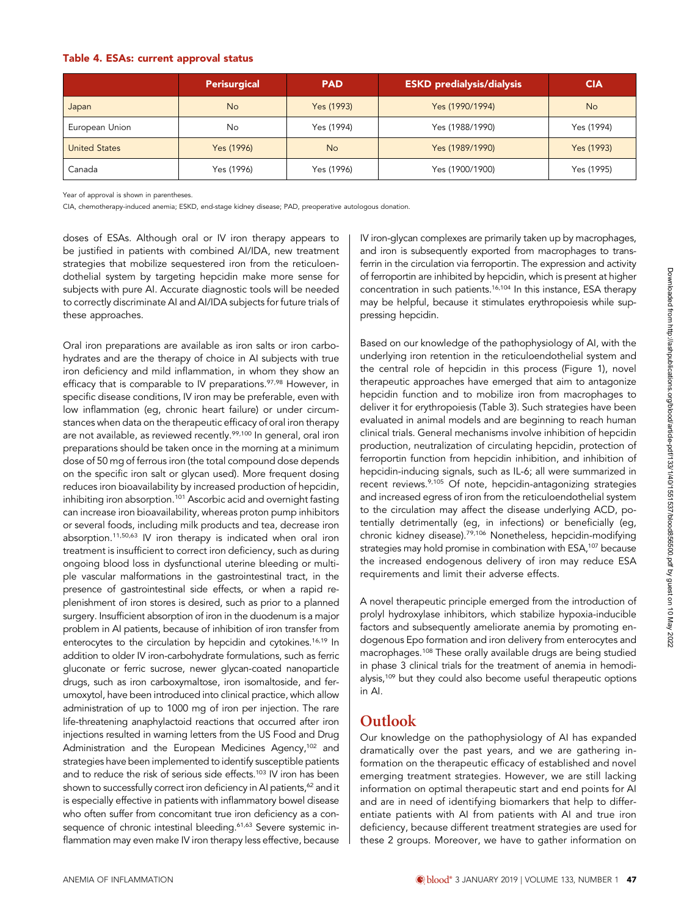**Table 4. ESAs: current approval status**

| | Perisurgical | PAD | ESKD predialysis/dialysis | CIA |
|---|---|---|---|---|
| Japan | No | Yes (1993) | Yes (1990/1994) | No |
| European Union | No | Yes (1994) | Yes (1988/1990) | Yes (1994) |
| United States | Yes (1996) | No | Yes (1989/1990) | Yes (1993) |
| Canada | Yes (1996) | Yes (1996) | Yes (1900/1900) | Yes (1995) |

Year of approval is shown in parentheses.

CIA, chemotherapy-induced anemia; ESKD, end-stage kidney disease; PAD, preoperative autologous donation.

doses of ESAs. Although oral or IV iron therapy appears to be justified in patients with combined AI/IDA, new treatment strategies that mobilize sequestered iron from the reticuloendothelial system by targeting hepcidin make more sense for subjects with pure AI. Accurate diagnostic tools will be needed to correctly discriminate AI and AI/IDA subjects for future trials of these approaches.

Oral iron preparations are available as iron salts or iron carbohydrates and are the therapy of choice in AI subjects with true iron deficiency and mild inflammation, in whom they show an efficacy that is comparable to IV preparations.[97,98] However, in specific disease conditions, IV iron may be preferable, even with low inflammation (eg, chronic heart failure) or under circumstances when data on the therapeutic efficacy of oral iron therapy are not available, as reviewed recently.[99,100] In general, oral iron preparations should be taken once in the morning at a minimum dose of 50 mg of ferrous iron (the total compound dose depends on the specific iron salt or glycan used). More frequent dosing reduces iron bioavailability by increased production of hepcidin, inhibiting iron absorption.[101] Ascorbic acid and overnight fasting can increase iron bioavailability, whereas proton pump inhibitors or several foods, including milk products and tea, decrease iron absorption.[11,50,63] IV iron therapy is indicated when oral iron treatment is insufficient to correct iron deficiency, such as during ongoing blood loss in dysfunctional uterine bleeding or multiple vascular malformations in the gastrointestinal tract, in the presence of gastrointestinal side effects, or when a rapid replenishment of iron stores is desired, such as prior to a planned surgery. Insufficient absorption of iron in the duodenum is a major problem in AI patients, because of inhibition of iron transfer from enterocytes to the circulation by hepcidin and cytokines.[16,19] In addition to older IV iron-carbohydrate formulations, such as ferric gluconate or ferric sucrose, newer glycan-coated nanoparticle drugs, such as iron carboxymaltose, iron isomaltoside, and ferumoxytol, have been introduced into clinical practice, which allow administration of up to 1000 mg of iron per injection. The rare life-threatening anaphylactoid reactions that occurred after iron injections resulted in warning letters from the US Food and Drug Administration and the European Medicines Agency,[102] and strategies have been implemented to identify susceptible patients and to reduce the risk of serious side effects.[103] IV iron has been shown to successfully correct iron deficiency in AI patients,[62] and it is especially effective in patients with inflammatory bowel disease who often suffer from concomitant true iron deficiency as a consequence of chronic intestinal bleeding.[61,63] Severe systemic inflammation may even make IV iron therapy less effective, because IV iron-glycan complexes are primarily taken up by macrophages, and iron is subsequently exported from macrophages to transferrin in the circulation via ferroportin. The expression and activity of ferroportin are inhibited by hepcidin, which is present at higher concentration in such patients.[16,104] In this instance, ESA therapy may be helpful, because it stimulates erythropoiesis while suppressing hepcidin.

Based on our knowledge of the pathophysiology of AI, with the underlying iron retention in the reticuloendothelial system and the central role of hepcidin in this process (Figure 1), novel therapeutic approaches have emerged that aim to antagonize hepcidin function and to mobilize iron from macrophages to deliver it for erythropoiesis (Table 3). Such strategies have been evaluated in animal models and are beginning to reach human clinical trials. General mechanisms involve inhibition of hepcidin production, neutralization of circulating hepcidin, protection of ferroportin function from hepcidin inhibition, and inhibition of hepcidin-inducing signals, such as IL-6; all were summarized in recent reviews.[9,105] Of note, hepcidin-antagonizing strategies and increased egress of iron from the reticuloendothelial system to the circulation may affect the disease underlying ACD, potentially detrimentally (eg, in infections) or beneficially (eg, chronic kidney disease).[79,106] Nonetheless, hepcidin-modifying strategies may hold promise in combination with ESA,[107] because the increased endogenous delivery of iron may reduce ESA requirements and limit their adverse effects.

A novel therapeutic principle emerged from the introduction of prolyl hydroxylase inhibitors, which stabilize hypoxia-inducible factors and subsequently ameliorate anemia by promoting endogenous Epo formation and iron delivery from enterocytes and macrophages.[108] These orally available drugs are being studied in phase 3 clinical trials for the treatment of anemia in hemodialysis,[109] but they could also become useful therapeutic options in AI.

## Outlook

Our knowledge on the pathophysiology of AI has expanded dramatically over the past years, and we are gathering information on the therapeutic efficacy of established and novel emerging treatment strategies. However, we are still lacking information on optimal therapeutic start and end points for AI and are in need of identifying biomarkers that help to differentiate patients with AI from patients with AI and true iron deficiency, because different treatment strategies are used for these 2 groups. Moreover, we have to gather information on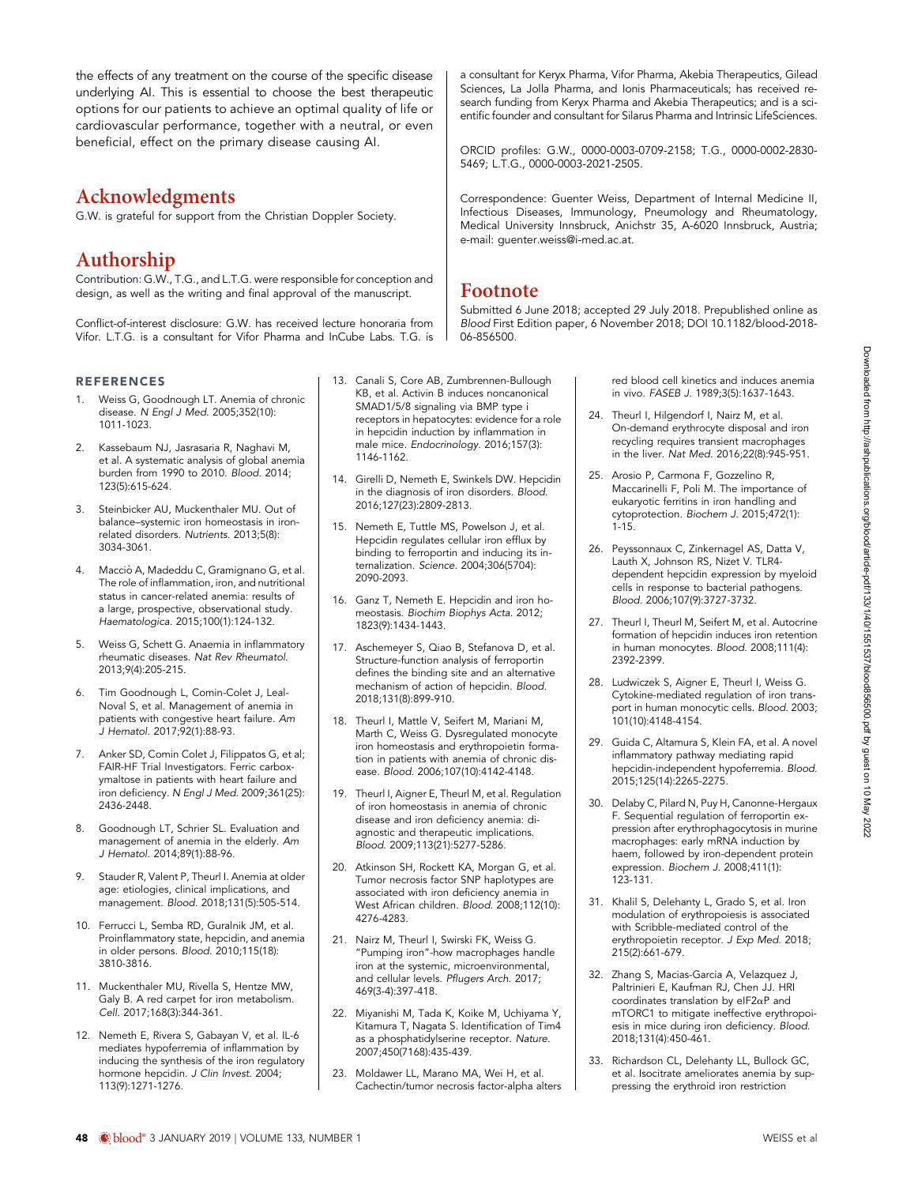the effects of any treatment on the course of the specific disease underlying AI. This is essential to choose the best therapeutic options for our patients to achieve an optimal quality of life or cardiovascular performance, together with a neutral, or even beneficial, effect on the primary disease causing AI.

## Acknowledgments

G.W. is grateful for support from the Christian Doppler Society.

## Authorship

Contribution: G.W., T.G., and L.T.G. were responsible for conception and design, as well as the writing and final approval of the manuscript.

Conflict-of-interest disclosure: G.W. has received lecture honoraria from Vifor. L.T.G. is a consultant for Vifor Pharma and InCube Labs. T.G. is a consultant for Keryx Pharma, Vifor Pharma, Akebia Therapeutics, Gilead Sciences, La Jolla Pharma, and Ionis Pharmaceuticals; has received research funding from Keryx Pharma and Akebia Therapeutics; and is a scientific founder and consultant for Silarus Pharma and Intrinsic LifeSciences.

ORCID profiles: G.W., 0000-0003-0709-2158; T.G., 0000-0002-2830-5469; L.T.G., 0000-0003-2021-2505.

Correspondence: Guenter Weiss, Department of Internal Medicine II, Infectious Diseases, Immunology, Pneumology and Rheumatology, Medical University Innsbruck, Anichstr 35, A-6020 Innsbruck, Austria; e-mail: guenter.weiss@i-med.ac.at.

## Footnote

Submitted 6 June 2018; accepted 29 July 2018. Prepublished online as *Blood* First Edition paper, 6 November 2018; DOI 10.1182/blood-2018-06-856500.

## REFERENCES

1. Weiss G, Goodnough LT. Anemia of chronic disease. *N Engl J Med.* 2005;352(10):1011-1023.
2. Kassebaum NJ, Jasrasaria R, Naghavi M, et al. A systematic analysis of global anemia burden from 1990 to 2010. *Blood.* 2014;123(5):615-624.
3. Steinbicker AU, Muckenthaler MU. Out of balance–systemic iron homeostasis in iron-related disorders. *Nutrients.* 2013;5(8):3034-3061.
4. Macciò A, Madeddu C, Gramignano G, et al. The role of inflammation, iron, and nutritional status in cancer-related anemia: results of a large, prospective, observational study. *Haematologica.* 2015;100(1):124-132.
5. Weiss G, Schett G. Anaemia in inflammatory rheumatic diseases. *Nat Rev Rheumatol.* 2013;9(4):205-215.
6. Tim Goodnough L, Comin-Colet J, Leal-Noval S, et al. Management of anemia in patients with congestive heart failure. *Am J Hematol.* 2017;92(1):88-93.
7. Anker SD, Comin Colet J, Filippatos G, et al; FAIR-HF Trial Investigators. Ferric carboxymaltose in patients with heart failure and iron deficiency. *N Engl J Med.* 2009;361(25):2436-2448.
8. Goodnough LT, Schrier SL. Evaluation and management of anemia in the elderly. *Am J Hematol.* 2014;89(1):88-96.
9. Stauder R, Valent P, Theurl I. Anemia at older age: etiologies, clinical implications, and management. *Blood.* 2018;131(5):505-514.
10. Ferrucci L, Semba RD, Guralnik JM, et al. Proinflammatory state, hepcidin, and anemia in older persons. *Blood.* 2010;115(18):3810-3816.
11. Muckenthaler MU, Rivella S, Hentze MW, Galy B. A red carpet for iron metabolism. *Cell.* 2017;168(3):344-361.
12. Nemeth E, Rivera S, Gabayan V, et al. IL-6 mediates hypoferremia of inflammation by inducing the synthesis of the iron regulatory hormone hepcidin. *J Clin Invest.* 2004;113(9):1271-1276.
13. Canali S, Core AB, Zumbrennen-Bullough KB, et al. Activin B induces noncanonical SMAD1/5/8 signaling via BMP type i receptors in hepatocytes: evidence for a role in hepcidin induction by inflammation in male mice. *Endocrinology.* 2016;157(3):1146-1162.
14. Girelli D, Nemeth E, Swinkels DW. Hepcidin in the diagnosis of iron disorders. *Blood.* 2016;127(23):2809-2813.
15. Nemeth E, Tuttle MS, Powelson J, et al. Hepcidin regulates cellular iron efflux by binding to ferroportin and inducing its internalization. *Science.* 2004;306(5704):2090-2093.
16. Ganz T, Nemeth E. Hepcidin and iron homeostasis. *Biochim Biophys Acta.* 2012;1823(9):1434-1443.
17. Aschemeyer S, Qiao B, Stefanova D, et al. Structure-function analysis of ferroportin defines the binding site and an alternative mechanism of action of hepcidin. *Blood.* 2018;131(8):899-910.
18. Theurl I, Mattle V, Seifert M, Mariani M, Marth C, Weiss G. Dysregulated monocyte iron homeostasis and erythropoietin formation in patients with anemia of chronic disease. *Blood.* 2006;107(10):4142-4148.
19. Theurl I, Aigner E, Theurl M, et al. Regulation of iron homeostasis in anemia of chronic disease and iron deficiency anemia: diagnostic and therapeutic implications. *Blood.* 2009;113(21):5277-5286.
20. Atkinson SH, Rockett KA, Morgan G, et al. Tumor necrosis factor SNP haplotypes are associated with iron deficiency anemia in West African children. *Blood.* 2008;112(10):4276-4283.
21. Nairz M, Theurl I, Swirski FK, Weiss G. "Pumping iron"-how macrophages handle iron at the systemic, microenvironmental, and cellular levels. *Pflugers Arch.* 2017;469(3-4):397-418.
22. Miyanishi M, Tada K, Koike M, Uchiyama Y, Kitamura T, Nagata S. Identification of Tim4 as a phosphatidylserine receptor. *Nature.* 2007;450(7168):435-439.
23. Moldawer LL, Marano MA, Wei H, et al. Cachectin/tumor necrosis factor-alpha alters red blood cell kinetics and induces anemia in vivo. *FASEB J.* 1989;3(5):1637-1643.
24. Theurl I, Hilgendorf I, Nairz M, et al. On-demand erythrocyte disposal and iron recycling requires transient macrophages in the liver. *Nat Med.* 2016;22(8):945-951.
25. Arosio P, Carmona F, Gozzelino R, Maccarinelli F, Poli M. The importance of eukaryotic ferritins in iron handling and cytoprotection. *Biochem J.* 2015;472(1):1-15.
26. Peyssonnaux C, Zinkernagel AS, Datta V, Lauth X, Johnson RS, Nizet V. TLR4-dependent hepcidin expression by myeloid cells in response to bacterial pathogens. *Blood.* 2006;107(9):3727-3732.
27. Theurl I, Theurl M, Seifert M, et al. Autocrine formation of hepcidin induces iron retention in human monocytes. *Blood.* 2008;111(4):2392-2399.
28. Ludwiczek S, Aigner E, Theurl I, Weiss G. Cytokine-mediated regulation of iron transport in human monocytic cells. *Blood.* 2003;101(10):4148-4154.
29. Guida C, Altamura S, Klein FA, et al. A novel inflammatory pathway mediating rapid hepcidin-independent hypoferremia. *Blood.* 2015;125(14):2265-2275.
30. Delaby C, Pilard N, Puy H, Canonne-Hergaux F. Sequential regulation of ferroportin expression after erythrophagocytosis in murine macrophages: early mRNA induction by haem, followed by iron-dependent protein expression. *Biochem J.* 2008;411(1):123-131.
31. Khalil S, Delehanty L, Grado S, et al. Iron modulation of erythropoiesis is associated with Scribble-mediated control of the erythropoietin receptor. *J Exp Med.* 2018;215(2):661-679.
32. Zhang S, Macias-Garcia A, Velazquez J, Paltrinieri E, Kaufman RJ, Chen JJ. HRI coordinates translation by eIF2αP and mTORC1 to mitigate ineffective erythropoiesis in mice during iron deficiency. *Blood.* 2018;131(4):450-461.
33. Richardson CL, Delehanty LL, Bullock GC, et al. Isocitrate ameliorates anemia by suppressing the erythroid iron restriction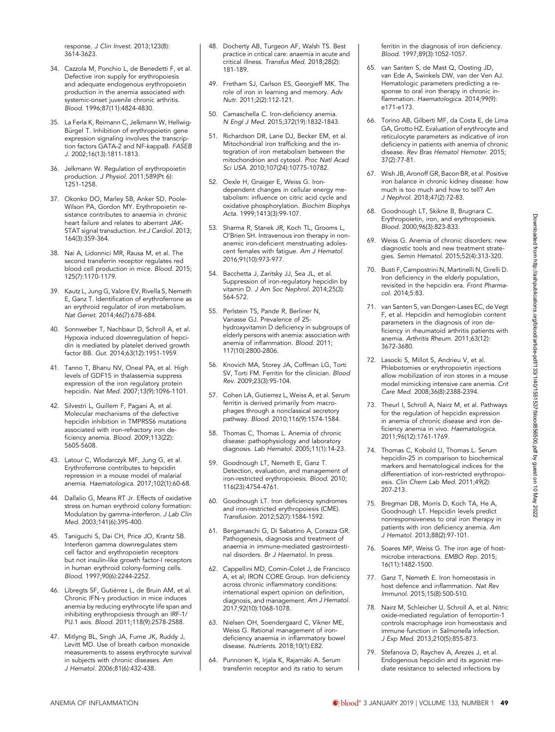response. *J Clin Invest.* 2013;123(8): 3614-3623.

34. Cazzola M, Ponchio L, de Benedetti F, et al. Defective iron supply for erythropoiesis and adequate endogenous erythropoietin production in the anemia associated with systemic-onset juvenile chronic arthritis. *Blood.* 1996;87(11):4824-4830.

35. La Ferla K, Reimann C, Jelkmann W, Hellwig-Bürgel T. Inhibition of erythropoietin gene expression signaling involves the transcription factors GATA-2 and NF-kappaB. *FASEB J.* 2002;16(13):1811-1813.

36. Jelkmann W. Regulation of erythropoietin production. *J Physiol.* 2011;589(Pt 6): 1251-1258.

37. Okonko DO, Marley SB, Anker SD, Poole-Wilson PA, Gordon MY. Erythropoietin resistance contributes to anaemia in chronic heart failure and relates to aberrant JAK-STAT signal transduction. *Int J Cardiol.* 2013; 164(3):359-364.

38. Nai A, Lidonnici MR, Rausa M, et al. The second transferrin receptor regulates red blood cell production in mice. *Blood.* 2015; 125(7):1170-1179.

39. Kautz L, Jung G, Valore EV, Rivella S, Nemeth E, Ganz T. Identification of erythroferrone as an erythroid regulator of iron metabolism. *Nat Genet.* 2014;46(7):678-684.

40. Sonnweber T, Nachbaur D, Schroll A, et al. Hypoxia induced downregulation of hepcidin is mediated by platelet derived growth factor BB. *Gut.* 2014;63(12):1951-1959.

41. Tanno T, Bhanu NV, Oneal PA, et al. High levels of GDF15 in thalassemia suppress expression of the iron regulatory protein hepcidin. *Nat Med.* 2007;13(9):1096-1101.

42. Silvestri L, Guillem F, Pagani A, et al. Molecular mechanisms of the defective hepcidin inhibition in TMPRSS6 mutations associated with iron-refractory iron deficiency anemia. *Blood.* 2009;113(22): 5605-5608.

43. Latour C, Wlodarczyk MF, Jung G, et al. Erythroferrone contributes to hepcidin repression in a mouse model of malarial anemia. *Haematologica.* 2017;102(1):60-68.

44. Dallalio G, Means RT Jr. Effects of oxidative stress on human erythroid colony formation: Modulation by gamma-interferon. *J Lab Clin Med.* 2003;141(6):395-400.

45. Taniguchi S, Dai CH, Price JO, Krantz SB. Interferon gamma downregulates stem cell factor and erythropoietin receptors but not insulin-like growth factor-I receptors in human erythroid colony-forming cells. *Blood.* 1997;90(6):2244-2252.

46. Libregts SF, Gutiérrez L, de Bruin AM, et al. Chronic IFN-γ production in mice induces anemia by reducing erythrocyte life span and inhibiting erythropoiesis through an IRF-1/PU.1 axis. *Blood.* 2011;118(9):2578-2588.

47. Mitlyng BL, Singh JA, Furne JK, Ruddy J, Levitt MD. Use of breath carbon monoxide measurements to assess erythrocyte survival in subjects with chronic diseases. *Am J Hematol.* 2006;81(6):432-438.

48. Docherty AB, Turgeon AF, Walsh TS. Best practice in critical care: anaemia in acute and critical illness. *Transfus Med.* 2018;28(2): 181-189.

49. Fretham SJ, Carlson ES, Georgieff MK. The role of iron in learning and memory. *Adv Nutr.* 2011;2(2):112-121.

50. Camaschella C. Iron-deficiency anemia. *N Engl J Med.* 2015;372(19):1832-1843.

51. Richardson DR, Lane DJ, Becker EM, et al. Mitochondrial iron trafficking and the integration of iron metabolism between the mitochondrion and cytosol. *Proc Natl Acad Sci USA.* 2010;107(24):10775-10782.

52. Oexle H, Gnaiger E, Weiss G. Iron-dependent changes in cellular energy metabolism: influence on citric acid cycle and oxidative phosphorylation. *Biochim Biophys Acta.* 1999;1413(3):99-107.

53. Sharma R, Stanek JR, Koch TL, Grooms L, O'Brien SH. Intravenous iron therapy in non-anemic iron-deficient menstruating adolescent females with fatigue. *Am J Hematol.* 2016;91(10):973-977.

54. Bacchetta J, Zaritsky JJ, Sea JL, et al. Suppression of iron-regulatory hepcidin by vitamin D. *J Am Soc Nephrol.* 2014;25(3): 564-572.

55. Perlstein TS, Pande R, Berliner N, Vanasse GJ. Prevalence of 25-hydroxyvitamin D deficiency in subgroups of elderly persons with anemia: association with anemia of inflammation. *Blood.* 2011; 117(10):2800-2806.

56. Knovich MA, Storey JA, Coffman LG, Torti SV, Torti FM. Ferritin for the clinician. *Blood Rev.* 2009;23(3):95-104.

57. Cohen LA, Gutierrez L, Weiss A, et al. Serum ferritin is derived primarily from macrophages through a nonclassical secretory pathway. *Blood.* 2010;116(9):1574-1584.

58. Thomas C, Thomas L. Anemia of chronic disease: pathophysiology and laboratory diagnosis. *Lab Hematol.* 2005;11(1):14-23.

59. Goodnough LT, Nemeth E, Ganz T. Detection, evaluation, and management of iron-restricted erythropoiesis. *Blood.* 2010; 116(23):4754-4761.

60. Goodnough LT. Iron deficiency syndromes and iron-restricted erythropoiesis (CME). *Transfusion.* 2012;52(7):1584-1592.

61. Bergamaschi G, Di Sabatino A, Corazza GR. Pathogenesis, diagnosis and treatment of anaemia in immune-mediated gastrointestinal disorders. *Br J Haematol.* In press.

62. Cappellini MD, Comin-Colet J, de Francisco A, et al; IRON CORE Group. Iron deficiency across chronic inflammatory conditions: international expert opinion on definition, diagnosis, and management. *Am J Hematol.* 2017;92(10):1068-1078.

63. Nielsen OH, Soendergaard C, Vikner ME, Weiss G. Rational management of iron-deficiency anaemia in inflammatory bowel disease. *Nutrients.* 2018;10(1):E82.

64. Punnonen K, Irjala K, Rajamäki A. Serum transferrin receptor and its ratio to serum ferritin in the diagnosis of iron deficiency. *Blood.* 1997;89(3):1052-1057.

65. van Santen S, de Mast Q, Oosting JD, van Ede A, Swinkels DW, van der Ven AJ. Hematologic parameters predicting a response to oral iron therapy in chronic inflammation. *Haematologica.* 2014;99(9): e171-e173.

66. Torino AB, Gilberti MF, da Costa E, de Lima GA, Grotto HZ. Evaluation of erythrocyte and reticulocyte parameters as indicative of iron deficiency in patients with anemia of chronic disease. *Rev Bras Hematol Hemoter.* 2015; 37(2):77-81.

67. Wish JB, Aronoff GR, Bacon BR, et al. Positive iron balance in chronic kidney disease: how much is too much and how to tell? *Am J Nephrol.* 2018;47(2):72-83.

68. Goodnough LT, Skikne B, Brugnara C. Erythropoietin, iron, and erythropoiesis. *Blood.* 2000;96(3):823-833.

69. Weiss G. Anemia of chronic disorders: new diagnostic tools and new treatment strategies. *Semin Hematol.* 2015;52(4):313-320.

70. Busti F, Campostrini N, Martinelli N, Girelli D. Iron deficiency in the elderly population, revisited in the hepcidin era. *Front Pharmacol.* 2014;5:83.

71. van Santen S, van Dongen-Lases EC, de Vegt F, et al. Hepcidin and hemoglobin content parameters in the diagnosis of iron deficiency in rheumatoid arthritis patients with anemia. *Arthritis Rheum.* 2011;63(12): 3672-3680.

72. Lasocki S, Millot S, Andrieu V, et al. Phlebotomies or erythropoietin injections allow mobilization of iron stores in a mouse model mimicking intensive care anemia. *Crit Care Med.* 2008;36(8):2388-2394.

73. Theurl I, Schroll A, Nairz M, et al. Pathways for the regulation of hepcidin expression in anemia of chronic disease and iron deficiency anemia in vivo. *Haematologica.* 2011;96(12):1761-1769.

74. Thomas C, Kobold U, Thomas L. Serum hepcidin-25 in comparison to biochemical markers and hematological indices for the differentiation of iron-restricted erythropoiesis. *Clin Chem Lab Med.* 2011;49(2): 207-213.

75. Bregman DB, Morris D, Koch TA, He A, Goodnough LT. Hepcidin levels predict nonresponsiveness to oral iron therapy in patients with iron deficiency anemia. *Am J Hematol.* 2013;88(2):97-101.

76. Soares MP, Weiss G. The iron age of host-microbe interactions. *EMBO Rep.* 2015; 16(11):1482-1500.

77. Ganz T, Nemeth E. Iron homeostasis in host defence and inflammation. *Nat Rev Immunol.* 2015;15(8):500-510.

78. Nairz M, Schleicher U, Schroll A, et al. Nitric oxide-mediated regulation of ferroportin-1 controls macrophage iron homeostasis and immune function in *Salmonella* infection. *J Exp Med.* 2013;210(5):855-873.

79. Stefanova D, Raychev A, Arezes J, et al. Endogenous hepcidin and its agonist mediate resistance to selected infections by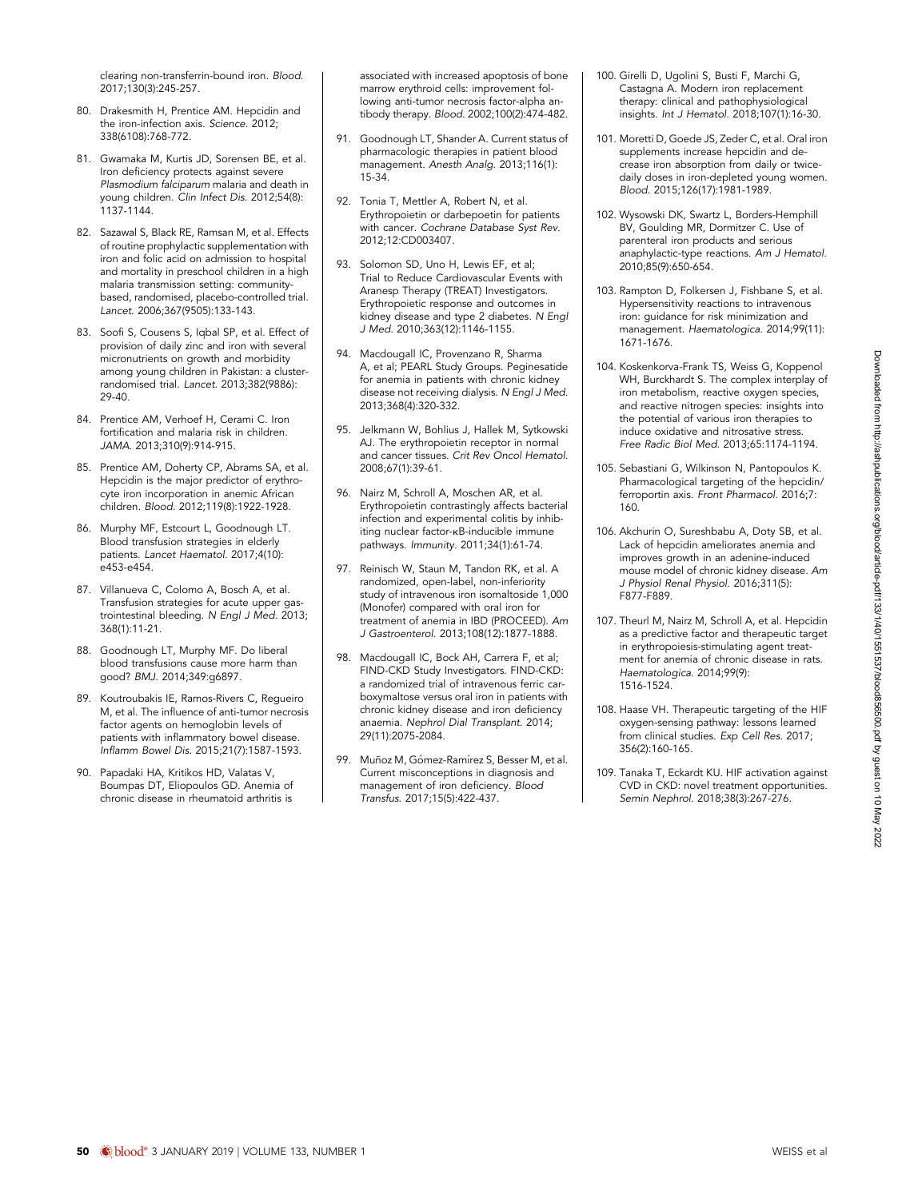clearing non-transferrin-bound iron. *Blood.* 2017;130(3):245-257.

80. Drakesmith H, Prentice AM. Hepcidin and the iron-infection axis. *Science.* 2012; 338(6108):768-772.

81. Gwamaka M, Kurtis JD, Sorensen BE, et al. Iron deficiency protects against severe *Plasmodium falciparum* malaria and death in young children. *Clin Infect Dis.* 2012;54(8): 1137-1144.

82. Sazawal S, Black RE, Ramsan M, et al. Effects of routine prophylactic supplementation with iron and folic acid on admission to hospital and mortality in preschool children in a high malaria transmission setting: community-based, randomised, placebo-controlled trial. *Lancet.* 2006;367(9505):133-143.

83. Soofi S, Cousens S, Iqbal SP, et al. Effect of provision of daily zinc and iron with several micronutrients on growth and morbidity among young children in Pakistan: a cluster-randomised trial. *Lancet.* 2013;382(9886): 29-40.

84. Prentice AM, Verhoef H, Cerami C. Iron fortification and malaria risk in children. *JAMA.* 2013;310(9):914-915.

85. Prentice AM, Doherty CP, Abrams SA, et al. Hepcidin is the major predictor of erythrocyte iron incorporation in anemic African children. *Blood.* 2012;119(8):1922-1928.

86. Murphy MF, Estcourt L, Goodnough LT. Blood transfusion strategies in elderly patients. *Lancet Haematol.* 2017;4(10): e453-e454.

87. Villanueva C, Colomo A, Bosch A, et al. Transfusion strategies for acute upper gastrointestinal bleeding. *N Engl J Med.* 2013; 368(1):11-21.

88. Goodnough LT, Murphy MF. Do liberal blood transfusions cause more harm than good? *BMJ.* 2014;349:g6897.

89. Koutroubakis IE, Ramos-Rivers C, Regueiro M, et al. The influence of anti-tumor necrosis factor agents on hemoglobin levels of patients with inflammatory bowel disease. *Inflamm Bowel Dis.* 2015;21(7):1587-1593.

90. Papadaki HA, Kritikos HD, Valatas V, Boumpas DT, Eliopoulos GD. Anemia of chronic disease in rheumatoid arthritis is associated with increased apoptosis of bone marrow erythroid cells: improvement following anti-tumor necrosis factor-alpha antibody therapy. *Blood.* 2002;100(2):474-482.

91. Goodnough LT, Shander A. Current status of pharmacologic therapies in patient blood management. *Anesth Analg.* 2013;116(1): 15-34.

92. Tonia T, Mettler A, Robert N, et al. Erythropoietin or darbepoetin for patients with cancer. *Cochrane Database Syst Rev.* 2012;12:CD003407.

93. Solomon SD, Uno H, Lewis EF, et al; Trial to Reduce Cardiovascular Events with Aranesp Therapy (TREAT) Investigators. Erythropoietic response and outcomes in kidney disease and type 2 diabetes. *N Engl J Med.* 2010;363(12):1146-1155.

94. Macdougall IC, Provenzano R, Sharma A, et al; PEARL Study Groups. Peginesatide for anemia in patients with chronic kidney disease not receiving dialysis. *N Engl J Med.* 2013;368(4):320-332.

95. Jelkmann W, Bohlius J, Hallek M, Sytkowski AJ. The erythropoietin receptor in normal and cancer tissues. *Crit Rev Oncol Hematol.* 2008;67(1):39-61.

96. Nairz M, Schroll A, Moschen AR, et al. Erythropoietin contrastingly affects bacterial infection and experimental colitis by inhibiting nuclear factor-κB-inducible immune pathways. *Immunity.* 2011;34(1):61-74.

97. Reinisch W, Staun M, Tandon RK, et al. A randomized, open-label, non-inferiority study of intravenous iron isomaltoside 1,000 (Monofer) compared with oral iron for treatment of anemia in IBD (PROCEED). *Am J Gastroenterol.* 2013;108(12):1877-1888.

98. Macdougall IC, Bock AH, Carrera F, et al; FIND-CKD Study Investigators. FIND-CKD: a randomized trial of intravenous ferric carboxymaltose versus oral iron in patients with chronic kidney disease and iron deficiency anaemia. *Nephrol Dial Transplant.* 2014; 29(11):2075-2084.

99. Muñoz M, Gómez-Ramírez S, Besser M, et al. Current misconceptions in diagnosis and management of iron deficiency. *Blood Transfus.* 2017;15(5):422-437.

100. Girelli D, Ugolini S, Busti F, Marchi G, Castagna A. Modern iron replacement therapy: clinical and pathophysiological insights. *Int J Hematol.* 2018;107(1):16-30.

101. Moretti D, Goede JS, Zeder C, et al. Oral iron supplements increase hepcidin and decrease iron absorption from daily or twice-daily doses in iron-depleted young women. *Blood.* 2015;126(17):1981-1989.

102. Wysowski DK, Swartz L, Borders-Hemphill BV, Goulding MR, Dormitzer C. Use of parenteral iron products and serious anaphylactic-type reactions. *Am J Hematol.* 2010;85(9):650-654.

103. Rampton D, Folkersen J, Fishbane S, et al. Hypersensitivity reactions to intravenous iron: guidance for risk minimization and management. *Haematologica.* 2014;99(11): 1671-1676.

104. Koskenkorva-Frank TS, Weiss G, Koppenol WH, Burckhardt S. The complex interplay of iron metabolism, reactive oxygen species, and reactive nitrogen species: insights into the potential of various iron therapies to induce oxidative and nitrosative stress. *Free Radic Biol Med.* 2013;65:1174-1194.

105. Sebastiani G, Wilkinson N, Pantopoulos K. Pharmacological targeting of the hepcidin/ferroportin axis. *Front Pharmacol.* 2016;7: 160.

106. Akchurin O, Sureshbabu A, Doty SB, et al. Lack of hepcidin ameliorates anemia and improves growth in an adenine-induced mouse model of chronic kidney disease. *Am J Physiol Renal Physiol.* 2016;311(5): F877-F889.

107. Theurl M, Nairz M, Schroll A, et al. Hepcidin as a predictive factor and therapeutic target in erythropoiesis-stimulating agent treatment for anemia of chronic disease in rats. *Haematologica.* 2014;99(9): 1516-1524.

108. Haase VH. Therapeutic targeting of the HIF oxygen-sensing pathway: lessons learned from clinical studies. *Exp Cell Res.* 2017; 356(2):160-165.

109. Tanaka T, Eckardt KU. HIF activation against CVD in CKD: novel treatment opportunities. *Semin Nephrol.* 2018;38(3):267-276.